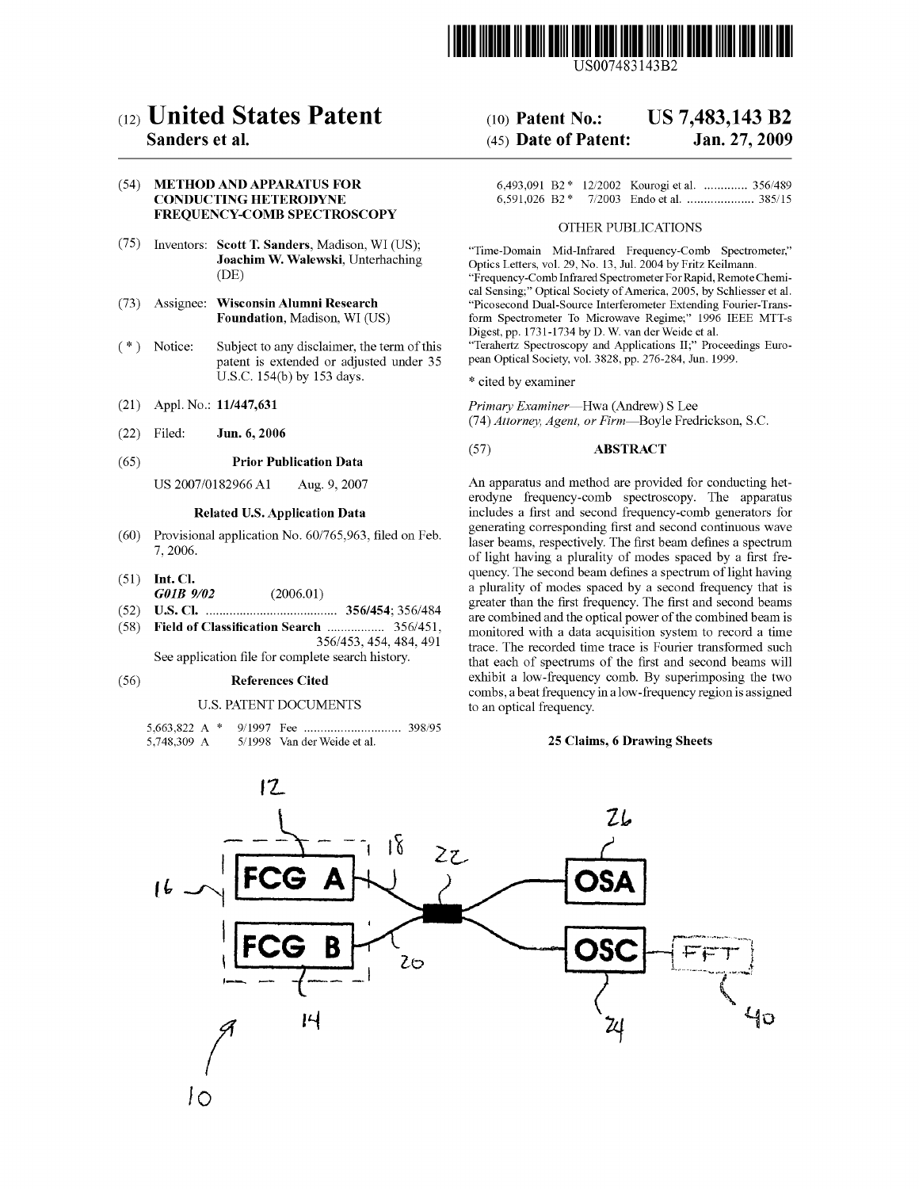US007483143B2

# (12) United States Patent
**Sanders et al.**

(10) **Patent No.: US 7,483,143 B2**

(45) **Date of Patent: Jan. 27, 2009**

(54) **METHOD AND APPARATUS FOR CONDUCTING HETERODYNE FREQUENCY-COMB SPECTROSCOPY**

(75) Inventors: **Scott T. Sanders**, Madison, WI (US); **Joachim W. Walewski**, Unterhaching (DE)

(73) Assignee: **Wisconsin Alumni Research Foundation**, Madison, WI (US)

(*) Notice: Subject to any disclaimer, the term of this patent is extended or adjusted under 35 U.S.C. 154(b) by 153 days.

(21) Appl. No.: **11/447,631**

(22) Filed: **Jun. 6, 2006**

(65) **Prior Publication Data**

US 2007/0182966 A1 Aug. 9, 2007

**Related U.S. Application Data**

(60) Provisional application No. 60/765,963, filed on Feb. 7, 2006.

(51) **Int. Cl.**
*G01B 9/02* (2006.01)

(52) **U.S. Cl.** ....................................... **356/454**; 356/484

(58) **Field of Classification Search** ................. 356/451, 356/453, 454, 484, 491

See application file for complete search history.

(56) **References Cited**

U.S. PATENT DOCUMENTS

5,663,822 A * 9/1997 Fee ............................ 398/95
5,748,309 A 5/1998 Van der Weide et al.
6,493,091 B2 * 12/2002 Kourogi et al. ............ 356/489
6,591,026 B2 * 7/2003 Endo et al. .................... 385/15

OTHER PUBLICATIONS

"Time-Domain Mid-Infrared Frequency-Comb Spectrometer," Optics Letters, vol. 29, No. 13, Jul. 2004 by Fritz Keilmann.

"Frequency-Comb Infrared Spectrometer For Rapid, Remote Chemical Sensing;" Optical Society of America, 2005, by Schliesser et al.

"Picosecond Dual-Source Interferometer Extending Fourier-Transform Spectrometer To Microwave Regime;" 1996 IEEE MTT-s Digest, pp. 1731-1734 by D. W. van der Weide et al.

"Terahertz Spectroscopy and Applications II;" Proceedings European Optical Society, vol. 3828, pp. 276-284, Jun. 1999.

\* cited by examiner

*Primary Examiner*—Hwa (Andrew) S Lee
(74) *Attorney, Agent, or Firm*—Boyle Fredrickson, S.C.

(57) **ABSTRACT**

An apparatus and method are provided for conducting heterodyne frequency-comb spectroscopy. The apparatus includes a first and second frequency-comb generators for generating corresponding first and second continuous wave laser beams, respectively. The first beam defines a spectrum of light having a plurality of modes spaced by a first frequency. The second beam defines a spectrum of light having a plurality of modes spaced by a second frequency that is greater than the first frequency. The first and second beams are combined and the optical power of the combined beam is monitored with a data acquisition system to record a time trace. The recorded time trace is Fourier transformed such that each of spectrums of the first and second beams will exhibit a low-frequency comb. By superimposing the two combs, a beat frequency in a low-frequency region is assigned to an optical frequency.

**25 Claims, 6 Drawing Sheets**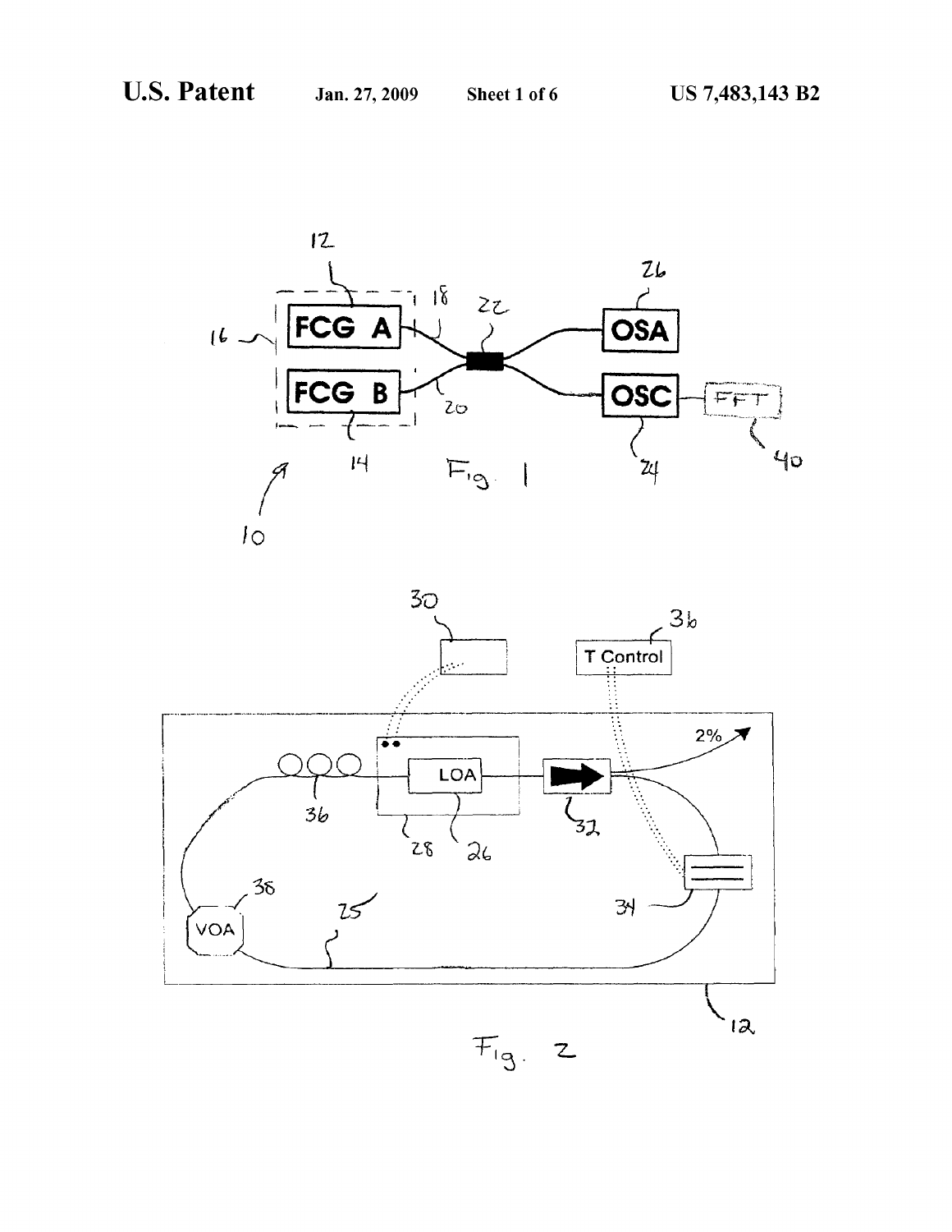Fig. 1

Fig. 2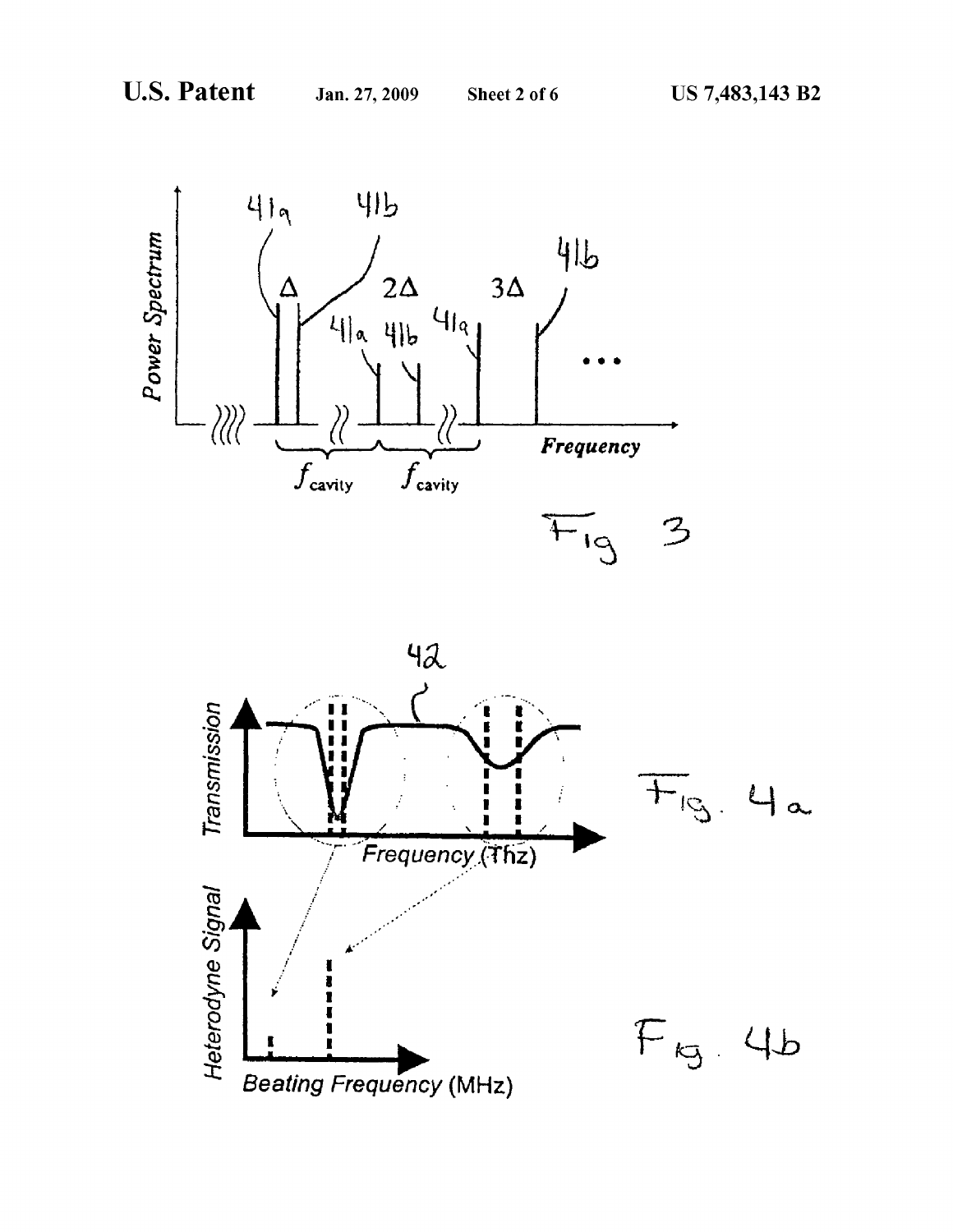Fig 3

Fig. 4a

Fig. 4b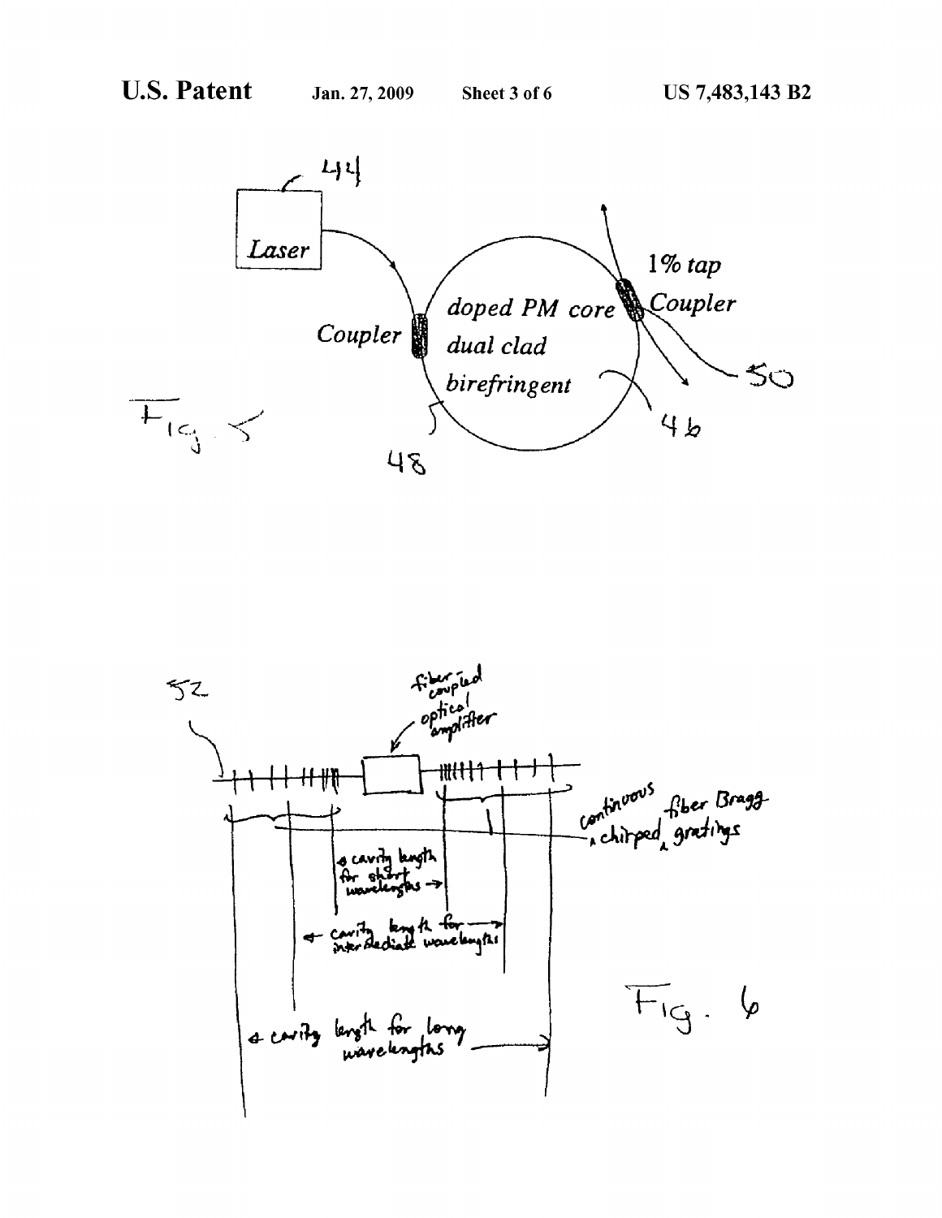Laser

44

Coupler

doped PM core

dual clad

birefringent

1% tap

Coupler

50

46

48

Fig. 5

52

fiber-coupled optical amplifier

continuous chirped fiber Bragg gratings

cavity length for short wavelengths

cavity length for intermediate wavelengths

cavity length for long wavelengths

Fig. 6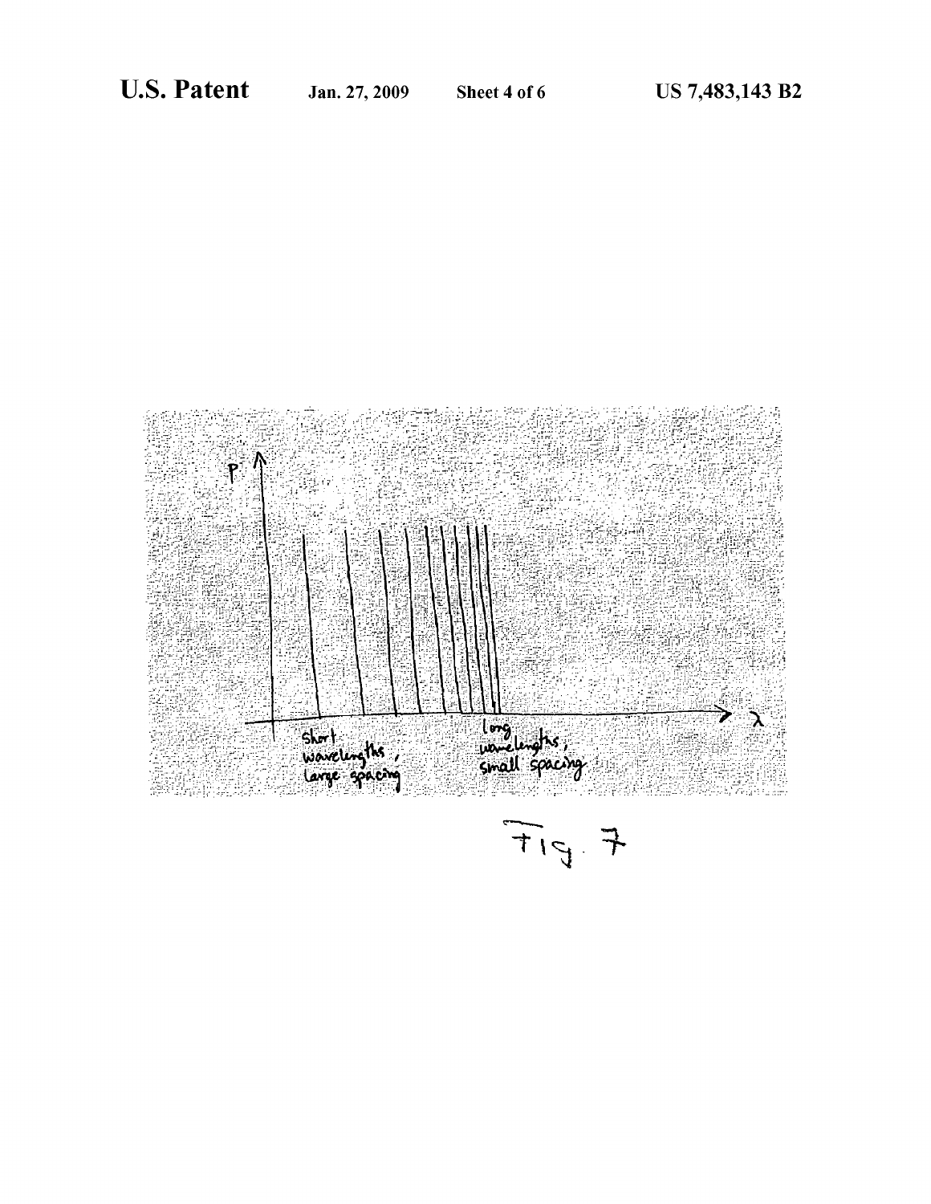Fig. 7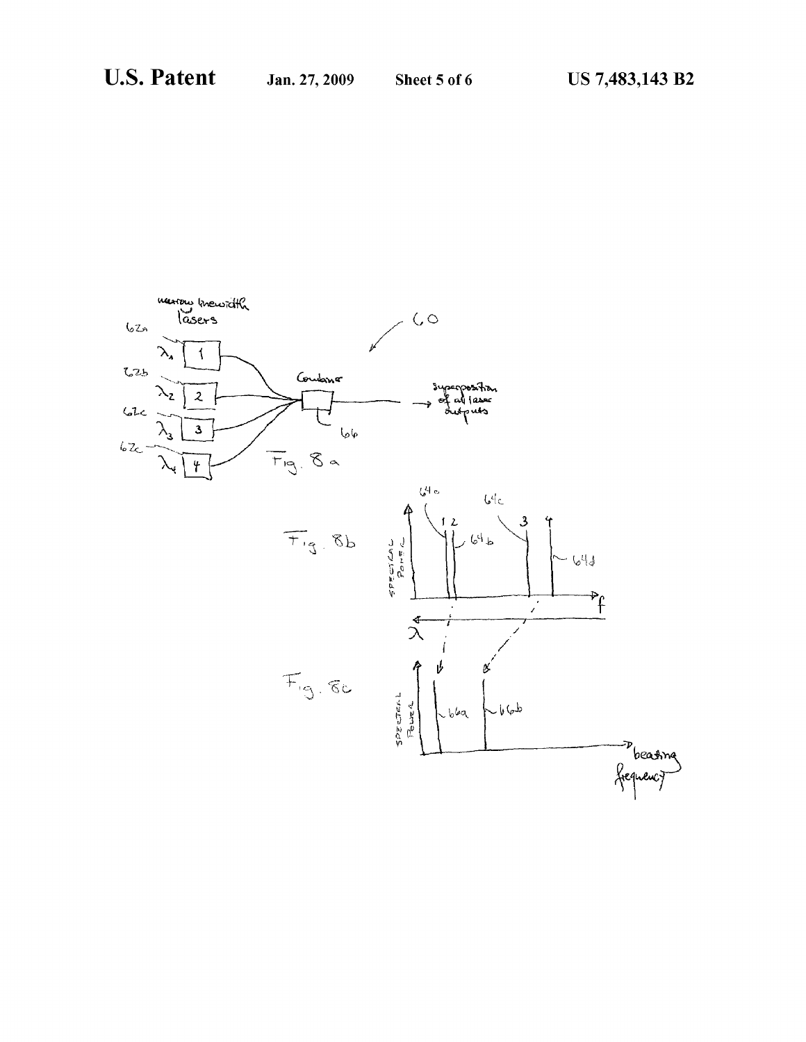narrow linewidth lasers

60

62a $\lambda_1$ 1

62b $\lambda_2$ 2

62c $\lambda_3$ 3

62c $\lambda_4$ 4

Combiner

66

superposition of all laser outputs

Fig. 8a

Fig. 8b

SPECTRAL POWER

64a 1 2 64b

64c 3 4 64d

f

$\lambda$

Fig. 8c

SPECTRAL POWER

66a

66b

beating frequency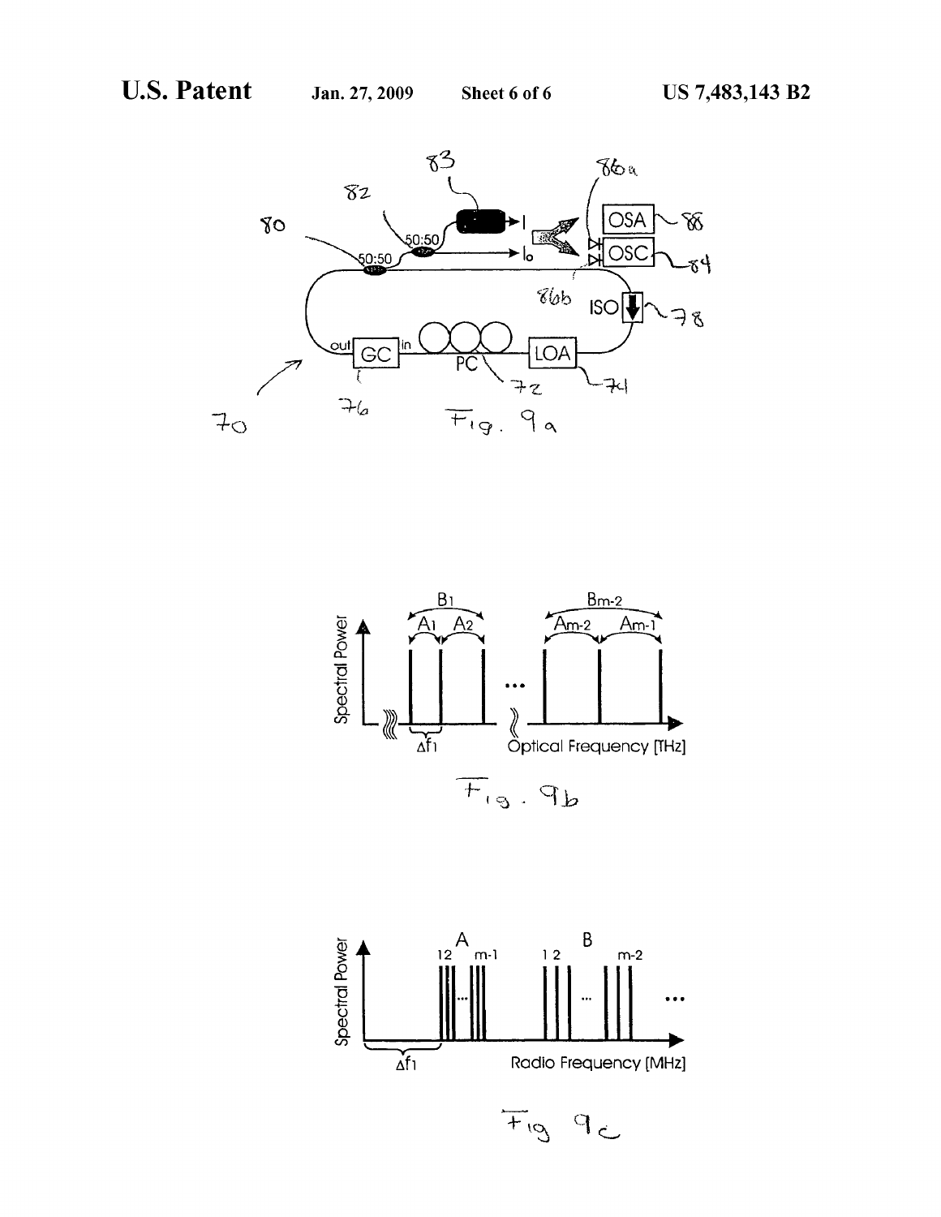Fig. 9a

Fig. 9b

Fig. 9c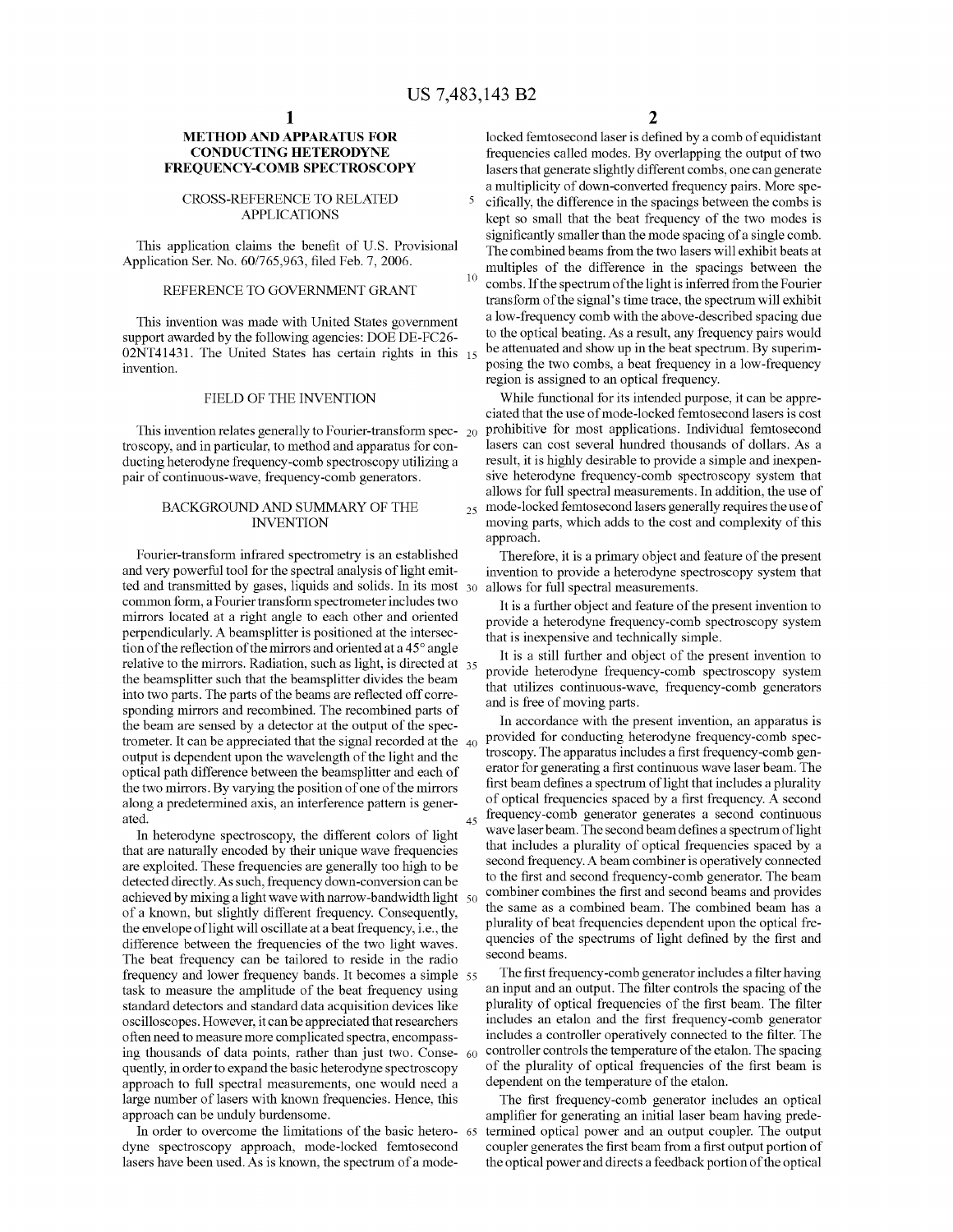# METHOD AND APPARATUS FOR CONDUCTING HETERODYNE FREQUENCY-COMB SPECTROSCOPY

## CROSS-REFERENCE TO RELATED APPLICATIONS

This application claims the benefit of U.S. Provisional Application Ser. No. 60/765,963, filed Feb. 7, 2006.

## REFERENCE TO GOVERNMENT GRANT

This invention was made with United States government support awarded by the following agencies: DOE DE-FC26-02NT41431. The United States has certain rights in this invention.

## FIELD OF THE INVENTION

This invention relates generally to Fourier-transform spectroscopy, and in particular, to method and apparatus for conducting heterodyne frequency-comb spectroscopy utilizing a pair of continuous-wave, frequency-comb generators.

## BACKGROUND AND SUMMARY OF THE INVENTION

Fourier-transform infrared spectrometry is an established and very powerful tool for the spectral analysis of light emitted and transmitted by gases, liquids and solids. In its most common form, a Fourier transform spectrometer includes two mirrors located at a right angle to each other and oriented perpendicularly. A beamsplitter is positioned at the intersection of the reflection of the mirrors and oriented at a 45° angle relative to the mirrors. Radiation, such as light, is directed at the beamsplitter such that the beamsplitter divides the beam into two parts. The parts of the beams are reflected off corresponding mirrors and recombined. The recombined parts of the beam are sensed by a detector at the output of the spectrometer. It can be appreciated that the signal recorded at the output is dependent upon the wavelength of the light and the optical path difference between the beamsplitter and each of the two mirrors. By varying the position of one of the mirrors along a predetermined axis, an interference pattern is generated.

In heterodyne spectroscopy, the different colors of light that are naturally encoded by their unique wave frequencies are exploited. These frequencies are generally too high to be detected directly. As such, frequency down-conversion can be achieved by mixing a light wave with narrow-bandwidth light of a known, but slightly different frequency. Consequently, the envelope of light will oscillate at a beat frequency, i.e., the difference between the frequencies of the two light waves. The beat frequency can be tailored to reside in the radio frequency and lower frequency bands. It becomes a simple task to measure the amplitude of the beat frequency using standard detectors and standard data acquisition devices like oscilloscopes. However, it can be appreciated that researchers often need to measure more complicated spectra, encompassing thousands of data points, rather than just two. Consequently, in order to expand the basic heterodyne spectroscopy approach to full spectral measurements, one would need a large number of lasers with known frequencies. Hence, this approach can be unduly burdensome.

In order to overcome the limitations of the basic heterodyne spectroscopy approach, mode-locked femtosecond lasers have been used. As is known, the spectrum of a mode-locked femtosecond laser is defined by a comb of equidistant frequencies called modes. By overlapping the output of two lasers that generate slightly different combs, one can generate a multiplicity of down-converted frequency pairs. More specifically, the difference in the spacings between the combs is kept so small that the beat frequency of the two modes is significantly smaller than the mode spacing of a single comb. The combined beams from the two lasers will exhibit beats at multiples of the difference in the spacings between the combs. If the spectrum of the light is inferred from the Fourier transform of the signal's time trace, the spectrum will exhibit a low-frequency comb with the above-described spacing due to the optical beating. As a result, any frequency pairs would be attenuated and show up in the beat spectrum. By superimposing the two combs, a beat frequency in a low-frequency region is assigned to an optical frequency.

While functional for its intended purpose, it can be appreciated that the use of mode-locked femtosecond lasers is cost prohibitive for most applications. Individual femtosecond lasers can cost several hundred thousands of dollars. As a result, it is highly desirable to provide a simple and inexpensive heterodyne frequency-comb spectroscopy system that allows for full spectral measurements. In addition, the use of mode-locked femtosecond lasers generally requires the use of moving parts, which adds to the cost and complexity of this approach.

Therefore, it is a primary object and feature of the present invention to provide a heterodyne spectroscopy system that allows for full spectral measurements.

It is a further object and feature of the present invention to provide a heterodyne frequency-comb spectroscopy system that is inexpensive and technically simple.

It is a still further and object of the present invention to provide heterodyne frequency-comb spectroscopy system that utilizes continuous-wave, frequency-comb generators and is free of moving parts.

In accordance with the present invention, an apparatus is provided for conducting heterodyne frequency-comb spectroscopy. The apparatus includes a first frequency-comb generator for generating a first continuous wave laser beam. The first beam defines a spectrum of light that includes a plurality of optical frequencies spaced by a first frequency. A second frequency-comb generator generates a second continuous wave laser beam. The second beam defines a spectrum of light that includes a plurality of optical frequencies spaced by a second frequency. A beam combiner is operatively connected to the first and second frequency-comb generator. The beam combiner combines the first and second beams and provides the same as a combined beam. The combined beam has a plurality of beat frequencies dependent upon the optical frequencies of the spectrums of light defined by the first and second beams.

The first frequency-comb generator includes a filter having an input and an output. The filter controls the spacing of the plurality of optical frequencies of the first beam. The filter includes an etalon and the first frequency-comb generator includes a controller operatively connected to the filter. The controller controls the temperature of the etalon. The spacing of the plurality of optical frequencies of the first beam is dependent on the temperature of the etalon.

The first frequency-comb generator includes an optical amplifier for generating an initial laser beam having predetermined optical power and an output coupler. The output coupler generates the first beam from a first output portion of the optical power and directs a feedback portion of the optical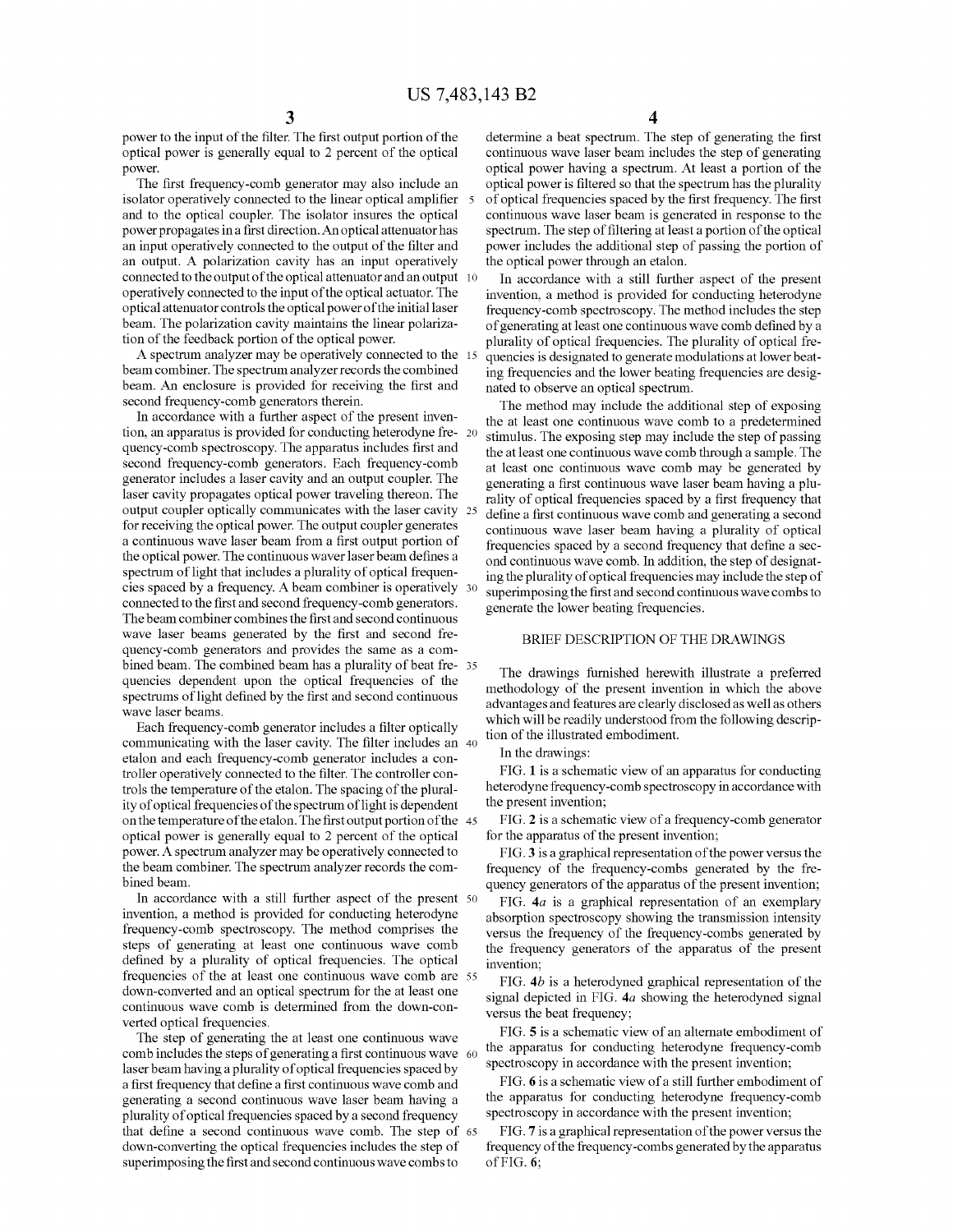power to the input of the filter. The first output portion of the optical power is generally equal to 2 percent of the optical power.

The first frequency-comb generator may also include an isolator operatively connected to the linear optical amplifier and to the optical coupler. The isolator insures the optical power propagates in a first direction. An optical attenuator has an input operatively connected to the output of the filter and an output. A polarization cavity has an input operatively connected to the output of the optical attenuator and an output operatively connected to the input of the optical actuator. The optical attenuator controls the optical power of the initial laser beam. The polarization cavity maintains the linear polarization of the feedback portion of the optical power.

A spectrum analyzer may be operatively connected to the beam combiner. The spectrum analyzer records the combined beam. An enclosure is provided for receiving the first and second frequency-comb generators therein.

In accordance with a further aspect of the present invention, an apparatus is provided for conducting heterodyne frequency-comb spectroscopy. The apparatus includes first and second frequency-comb generators. Each frequency-comb generator includes a laser cavity and an output coupler. The laser cavity propagates optical power traveling thereon. The output coupler optically communicates with the laser cavity for receiving the optical power. The output coupler generates a continuous wave laser beam from a first output portion of the optical power. The continuous wave laser beam defines a spectrum of light that includes a plurality of optical frequencies spaced by a frequency. A beam combiner is operatively connected to the first and second frequency-comb generators. The beam combiner combines the first and second continuous wave laser beams generated by the first and second frequency-comb generators and provides the same as a combined beam. The combined beam has a plurality of beat frequencies dependent upon the optical frequencies of the spectrums of light defined by the first and second continuous wave laser beams.

Each frequency-comb generator includes a filter optically communicating with the laser cavity. The filter includes an etalon and each frequency-comb generator includes a controller operatively connected to the filter. The controller controls the temperature of the etalon. The spacing of the plurality of optical frequencies of the spectrum of light is dependent on the temperature of the etalon. The first output portion of the optical power is generally equal to 2 percent of the optical power. A spectrum analyzer may be operatively connected to the beam combiner. The spectrum analyzer records the combined beam.

In accordance with a still further aspect of the present invention, a method is provided for conducting heterodyne frequency-comb spectroscopy. The method comprises the steps of generating at least one continuous wave comb defined by a plurality of optical frequencies. The optical frequencies of the at least one continuous wave comb are down-converted and an optical spectrum for the at least one continuous wave comb is determined from the down-converted optical frequencies.

The step of generating the at least one continuous wave comb includes the steps of generating a first continuous wave laser beam having a plurality of optical frequencies spaced by a first frequency that define a first continuous wave comb and generating a second continuous wave laser beam having a plurality of optical frequencies spaced by a second frequency that define a second continuous wave comb. The step of down-converting the optical frequencies includes the step of superimposing the first and second continuous wave combs to determine a beat spectrum. The step of generating the first continuous wave laser beam includes the step of generating optical power having a spectrum. At least a portion of the optical power is filtered so that the spectrum has the plurality of optical frequencies spaced by the first frequency. The first continuous wave laser beam is generated in response to the spectrum. The step of filtering at least a portion of the optical power includes the additional step of passing the portion of the optical power through an etalon.

In accordance with a still further aspect of the present invention, a method is provided for conducting heterodyne frequency-comb spectroscopy. The method includes the step of generating at least one continuous wave comb defined by a plurality of optical frequencies. The plurality of optical frequencies is designated to generate modulations at lower beating frequencies and the lower beating frequencies are designated to observe an optical spectrum.

The method may include the additional step of exposing the at least one continuous wave comb to a predetermined stimulus. The exposing step may include the step of passing the at least one continuous wave comb through a sample. The at least one continuous wave comb may be generated by generating a first continuous wave laser beam having a plurality of optical frequencies spaced by a first frequency that define a first continuous wave comb and generating a second continuous wave laser beam having a plurality of optical frequencies spaced by a second frequency that define a second continuous wave comb. In addition, the step of designating the plurality of optical frequencies may include the step of superimposing the first and second continuous wave combs to generate the lower beating frequencies.

## BRIEF DESCRIPTION OF THE DRAWINGS

The drawings furnished herewith illustrate a preferred methodology of the present invention in which the above advantages and features are clearly disclosed as well as others which will be readily understood from the following description of the illustrated embodiment.

In the drawings:

FIG. **1** is a schematic view of an apparatus for conducting heterodyne frequency-comb spectroscopy in accordance with the present invention;

FIG. **2** is a schematic view of a frequency-comb generator for the apparatus of the present invention;

FIG. **3** is a graphical representation of the power versus the frequency of the frequency-combs generated by the frequency generators of the apparatus of the present invention;

FIG. **4***a* is a graphical representation of an exemplary absorption spectroscopy showing the transmission intensity versus the frequency of the frequency-combs generated by the frequency generators of the apparatus of the present invention;

FIG. **4***b* is a heterodyned graphical representation of the signal depicted in FIG. **4***a* showing the heterodyned signal versus the beat frequency;

FIG. **5** is a schematic view of an alternate embodiment of the apparatus for conducting heterodyne frequency-comb spectroscopy in accordance with the present invention;

FIG. **6** is a schematic view of a still further embodiment of the apparatus for conducting heterodyne frequency-comb spectroscopy in accordance with the present invention;

FIG. **7** is a graphical representation of the power versus the frequency of the frequency-combs generated by the apparatus of FIG. **6**;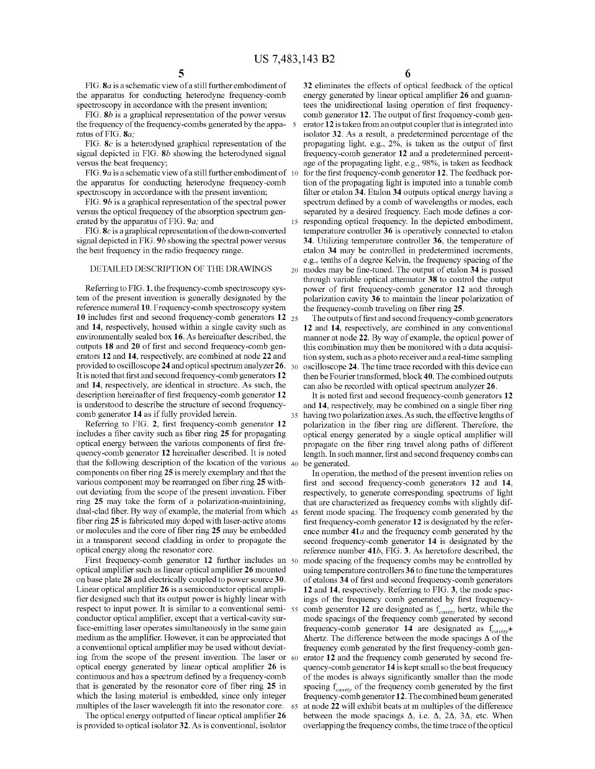FIG. 8*a* is a schematic view of a still further embodiment of the apparatus for conducting heterodyne frequency-comb spectroscopy in accordance with the present invention;

FIG. 8*b* is a graphical representation of the power versus the frequency of the frequency-combs generated by the apparatus of FIG. 8*a*;

FIG. 8*c* is a heterodyned graphical representation of the signal depicted in FIG. 8*b* showing the heterodyned signal versus the beat frequency;

FIG. 9*a* is a schematic view of a still further embodiment of the apparatus for conducting heterodyne frequency-comb spectroscopy in accordance with the present invention;

FIG. 9*b* is a graphical representation of the spectral power versus the optical frequency of the absorption spectrum generated by the apparatus of FIG. 9*a*; and

FIG. 8*c* is a graphical representation of the down-converted signal depicted in FIG. 9*b* showing the spectral power versus the beat frequency in the radio frequency range.

## DETAILED DESCRIPTION OF THE DRAWINGS

Referring to FIG. 1, the frequency-comb spectroscopy system of the present invention is generally designated by the reference numeral **10**. Frequency-comb spectroscopy system **10** includes first and second frequency-comb generators **12** and **14**, respectively, housed within a single cavity such as environmentally sealed box **16**. As hereinafter described, the outputs **18** and **20** of first and second frequency-comb generators **12** and **14**, respectively, are combined at node **22** and provided to oscilloscope **24** and optical spectrum analyzer **26**. It is noted that first and second frequency-comb generators **12** and **14**, respectively, are identical in structure. As such, the description hereinafter of first frequency-comb generator **12** is understood to describe the structure of second frequency-comb generator **14** as if fully provided herein.

Referring to FIG. 2, first frequency-comb generator **12** includes a fiber cavity such as fiber ring **25** for propagating optical energy between the various components of first frequency-comb generator **12** hereinafter described. It is noted that the following description of the location of the various components on fiber ring **25** is merely exemplary and that the various component may be rearranged on fiber ring **25** without deviating from the scope of the present invention. Fiber ring **25** may take the form of a polarization-maintaining, dual-clad fiber. By way of example, the material from which fiber ring **25** is fabricated may doped with laser-active atoms or molecules and the core of fiber ring **25** may be embedded in a transparent second cladding in order to propagate the optical energy along the resonator core.

First frequency-comb generator **12** further includes an optical amplifier such as linear optical amplifier **26** mounted on base plate **28** and electrically coupled to power source **30**. Linear optical amplifier **26** is a semiconductor optical amplifier designed such that its output power is highly linear with respect to input power. It is similar to a conventional semiconductor optical amplifier, except that a vertical-cavity surface-emitting laser operates simultaneously in the same gain medium as the amplifier. However, it can be appreciated that a conventional optical amplifier may be used without deviating from the scope of the present invention. The laser or optical energy generated by linear optical amplifier **26** is continuous and has a spectrum defined by a frequency-comb that is generated by the resonator core of fiber ring **25** in which the lasing material is embedded, since only integer multiples of the laser wavelength fit into the resonator core.

The optical energy outputted of linear optical amplifier **26** is provided to optical isolator **32**. As is conventional, isolator **32** eliminates the effects of optical feedback of the optical energy generated by linear optical amplifier **26** and guarantees the unidirectional lasing operation of first frequency-comb generator **12**. The output of first frequency-comb generator **12** is taken from an output coupler that is integrated into isolator **32**. As a result, a predetermined percentage of the propagating light, e.g., 2%, is taken as the output of first frequency-comb generator **12** and a predetermined percentage of the propagating light, e.g., 98%, is taken as feedback for the first frequency-comb generator **12**. The feedback portion of the propagating light is imputed into a tunable comb filter or etalon **34**. Etalon **34** outputs optical energy having a spectrum defined by a comb of wavelengths or modes, each separated by a desired frequency. Each mode defines a corresponding optical frequency. In the depicted embodiment, temperature controller **36** is operatively connected to etalon **34**. Utilizing temperature controller **36**, the temperature of etalon **34** may be controlled in predetermined increments, e.g., tenths of a degree Kelvin, the frequency spacing of the modes may be fine-tuned. The output of etalon **34** is passed through variable optical attenuator **38** to control the output power of first frequency-comb generator **12** and through polarization cavity **36** to maintain the linear polarization of the frequency-comb traveling on fiber ring **25**.

The outputs of first and second frequency-comb generators **12** and **14**, respectively, are combined in any conventional manner at node **22**. By way of example, the optical power of this combination may then be monitored with a data acquisition system, such as a photo receiver and a real-time sampling oscilloscope **24**. The time trace recorded with this device can then be Fourier transformed, block **40**. The combined outputs can also be recorded with optical spectrum analyzer **26**.

It is noted first and second frequency-comb generators **12** and **14**, respectively, may be combined on a single fiber ring having two polarization axes. As such, the effective lengths of polarization in the fiber ring are different. Therefore, the optical energy generated by a single optical amplifier will propagate on the fiber ring travel along paths of different length. In such manner, first and second frequency combs can be generated.

In operation, the method of the present invention relies on first and second frequency-comb generators **12** and **14**, respectively, to generate corresponding spectrums of light that are characterized as frequency combs with slightly different mode spacing. The frequency comb generated by the first frequency-comb generator **12** is designated by the reference number **41***a* and the frequency comb generated by the second frequency-comb generator **14** is designated by the reference number **41***b*, FIG. 3. As heretofore described, the mode spacing of the frequency combs may be controlled by using temperature controllers **36** to fine tune the temperatures of etalons **34** of first and second frequency-comb generators **12** and **14**, respectively. Referring to FIG. 3, the mode spacings of the frequency comb generated by first frequency-comb generator **12** are designated as $f_{cavity}$ hertz, while the mode spacings of the frequency comb generated by second frequency-comb generator **14** are designated as $f_{cavity}+\Delta$hertz. The difference between the mode spacings $\Delta$ of the frequency comb generated by the first frequency-comb generator **12** and the frequency comb generated by second frequency-comb generator **14** is kept small so the beat frequency of the modes is always significantly smaller than the mode spacing $f_{cavity}$ of the frequency comb generated by the first frequency-comb generator **12**. The combined beam generated at node **22** will exhibit beats at m multiples of the difference between the mode spacings $\Delta$, i.e. $\Delta$, $2\Delta$, $3\Delta$, etc. When overlapping the frequency combs, the time trace of the optical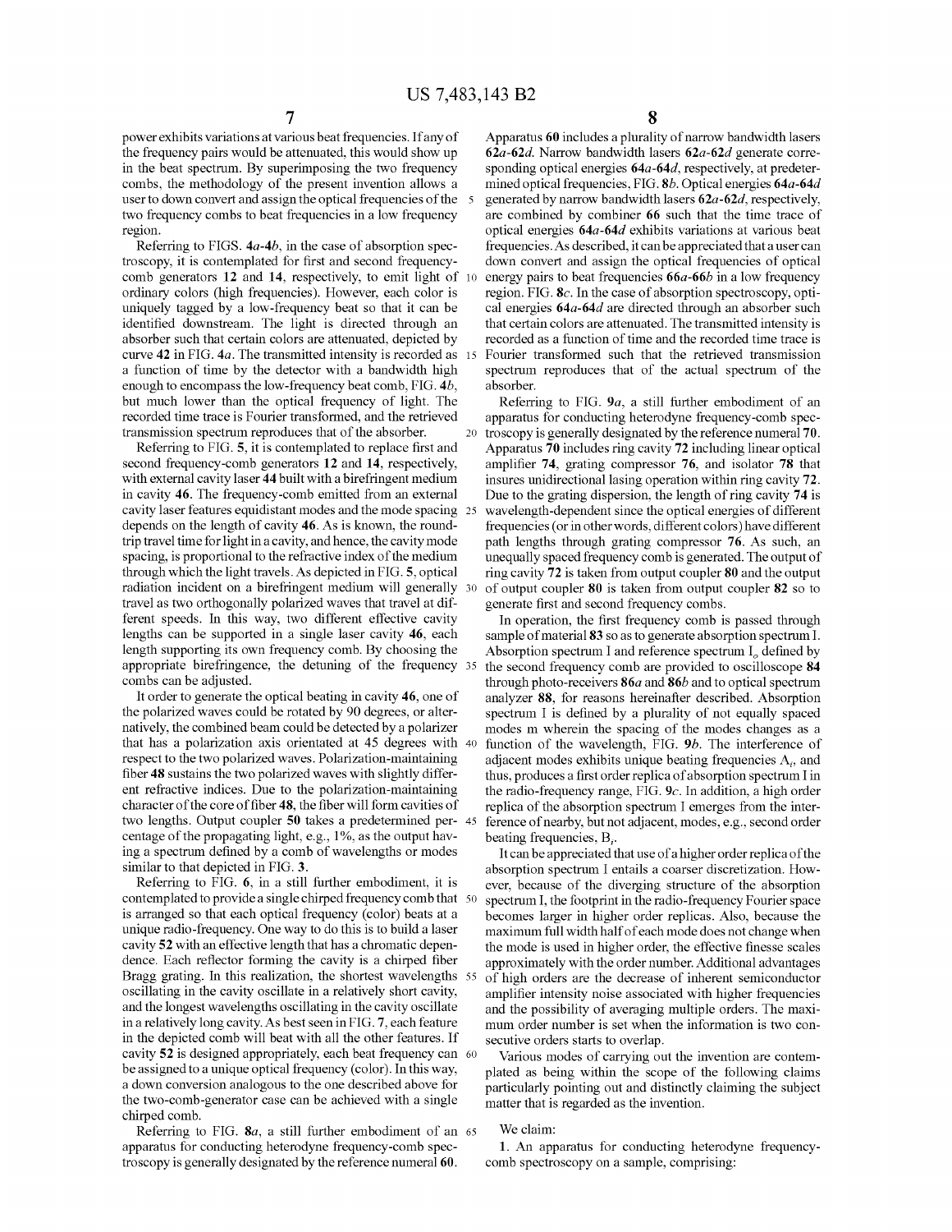power exhibits variations at various beat frequencies. If any of the frequency pairs would be attenuated, this would show up in the beat spectrum. By superimposing the two frequency combs, the methodology of the present invention allows a user to down convert and assign the optical frequencies of the two frequency combs to beat frequencies in a low frequency region.

Referring to FIGS. **4a-4b**, in the case of absorption spectroscopy, it is contemplated for first and second frequency-comb generators **12** and **14**, respectively, to emit light of ordinary colors (high frequencies). However, each color is uniquely tagged by a low-frequency beat so that it can be identified downstream. The light is directed through an absorber such that certain colors are attenuated, depicted by curve **42** in FIG. **4a**. The transmitted intensity is recorded as a function of time by the detector with a bandwidth high enough to encompass the low-frequency beat comb, FIG. **4b**, but much lower than the optical frequency of light. The recorded time trace is Fourier transformed, and the retrieved transmission spectrum reproduces that of the absorber.

Referring to FIG. **5**, it is contemplated to replace first and second frequency-comb generators **12** and **14**, respectively, with external cavity laser **44** built with a birefringent medium in cavity **46**. The frequency-comb emitted from an external cavity laser features equidistant modes and the mode spacing depends on the length of cavity **46**. As is known, the round-trip travel time for light in a cavity, and hence, the cavity mode spacing, is proportional to the refractive index of the medium through which the light travels. As depicted in FIG. **5**, optical radiation incident on a birefringent medium will generally travel as two orthogonally polarized waves that travel at different speeds. In this way, two different effective cavity lengths can be supported in a single laser cavity **46**, each length supporting its own frequency comb. By choosing the appropriate birefringence, the detuning of the frequency combs can be adjusted.

It order to generate the optical beating in cavity **46**, one of the polarized waves could be rotated by 90 degrees, or alternatively, the combined beam could be detected by a polarizer that has a polarization axis orientated at 45 degrees with respect to the two polarized waves. Polarization-maintaining fiber **48** sustains the two polarized waves with slightly different refractive indices. Due to the polarization-maintaining character of the core of fiber **48**, the fiber will form cavities of two lengths. Output coupler **50** takes a predetermined percentage of the propagating light, e.g., 1%, as the output having a spectrum defined by a comb of wavelengths or modes similar to that depicted in FIG. **3**.

Referring to FIG. **6**, in a still further embodiment, it is contemplated to provide a single chirped frequency comb that is arranged so that each optical frequency (color) beats at a unique radio-frequency. One way to do this is to build a laser cavity **52** with an effective length that has a chromatic dependence. Each reflector forming the cavity is a chirped fiber Bragg grating. In this realization, the shortest wavelengths oscillating in the cavity oscillate in a relatively short cavity, and the longest wavelengths oscillating in the cavity oscillate in a relatively long cavity. As best seen in FIG. **7**, each feature in the depicted comb will beat with all the other features. If cavity **52** is designed appropriately, each beat frequency can be assigned to a unique optical frequency (color). In this way, a down conversion analogous to the one described above for the two-comb-generator case can be achieved with a single chirped comb.

Referring to FIG. **8a**, a still further embodiment of an apparatus for conducting heterodyne frequency-comb spectroscopy is generally designated by the reference numeral **60**. Apparatus **60** includes a plurality of narrow bandwidth lasers **62a-62d**. Narrow bandwidth lasers **62a-62d** generate corresponding optical energies **64a-64d**, respectively, at predetermined optical frequencies, FIG. **8b**. Optical energies **64a-64d** generated by narrow bandwidth lasers **62a-62d**, respectively, are combined by combiner **66** such that the time trace of optical energies **64a-64d** exhibits variations at various beat frequencies. As described, it can be appreciated that a user can down convert and assign the optical frequencies of optical energy pairs to beat frequencies **66a-66b** in a low frequency region. FIG. **8c**. In the case of absorption spectroscopy, optical energies **64a-64d** are directed through an absorber such that certain colors are attenuated. The transmitted intensity is recorded as a function of time and the recorded time trace is Fourier transformed such that the retrieved transmission spectrum reproduces that of the actual spectrum of the absorber.

Referring to FIG. **9a**, a still further embodiment of an apparatus for conducting heterodyne frequency-comb spectroscopy is generally designated by the reference numeral **70**. Apparatus **70** includes ring cavity **72** including linear optical amplifier **74**, grating compressor **76**, and isolator **78** that insures unidirectional lasing operation within ring cavity **72**. Due to the grating dispersion, the length of ring cavity **74** is wavelength-dependent since the optical energies of different frequencies (or in other words, different colors) have different path lengths through grating compressor **76**. As such, an unequally spaced frequency comb is generated. The output of ring cavity **72** is taken from output coupler **80** and the output of output coupler **80** is taken from output coupler **82** so to generate first and second frequency combs.

In operation, the first frequency comb is passed through sample of material **83** so as to generate absorption spectrum I. Absorption spectrum I and reference spectrum $I_o$ defined by the second frequency comb are provided to oscilloscope **84** through photo-receivers **86a** and **86b** and to optical spectrum analyzer **88**, for reasons hereinafter described. Absorption spectrum I is defined by a plurality of not equally spaced modes m wherein the spacing of the modes changes as a function of the wavelength, FIG. **9b**. The interference of adjacent modes exhibits unique beating frequencies $A_i$, and thus, produces a first order replica of absorption spectrum I in the radio-frequency range, FIG. **9c**. In addition, a high order replica of the absorption spectrum I emerges from the interference of nearby, but not adjacent, modes, e.g., second order beating frequencies, $B_i$.

It can be appreciated that use of a higher order replica of the absorption spectrum I entails a coarser discretization. However, because of the diverging structure of the absorption spectrum I, the footprint in the radio-frequency Fourier space becomes larger in higher order replicas. Also, because the maximum full width half of each mode does not change when the mode is used in higher order, the effective finesse scales approximately with the order number. Additional advantages of high orders are the decrease of inherent semiconductor amplifier intensity noise associated with higher frequencies and the possibility of averaging multiple orders. The maximum order number is set when the information is two consecutive orders starts to overlap.

Various modes of carrying out the invention are contemplated as being within the scope of the following claims particularly pointing out and distinctly claiming the subject matter that is regarded as the invention.

We claim:

1. An apparatus for conducting heterodyne frequency-comb spectroscopy on a sample, comprising: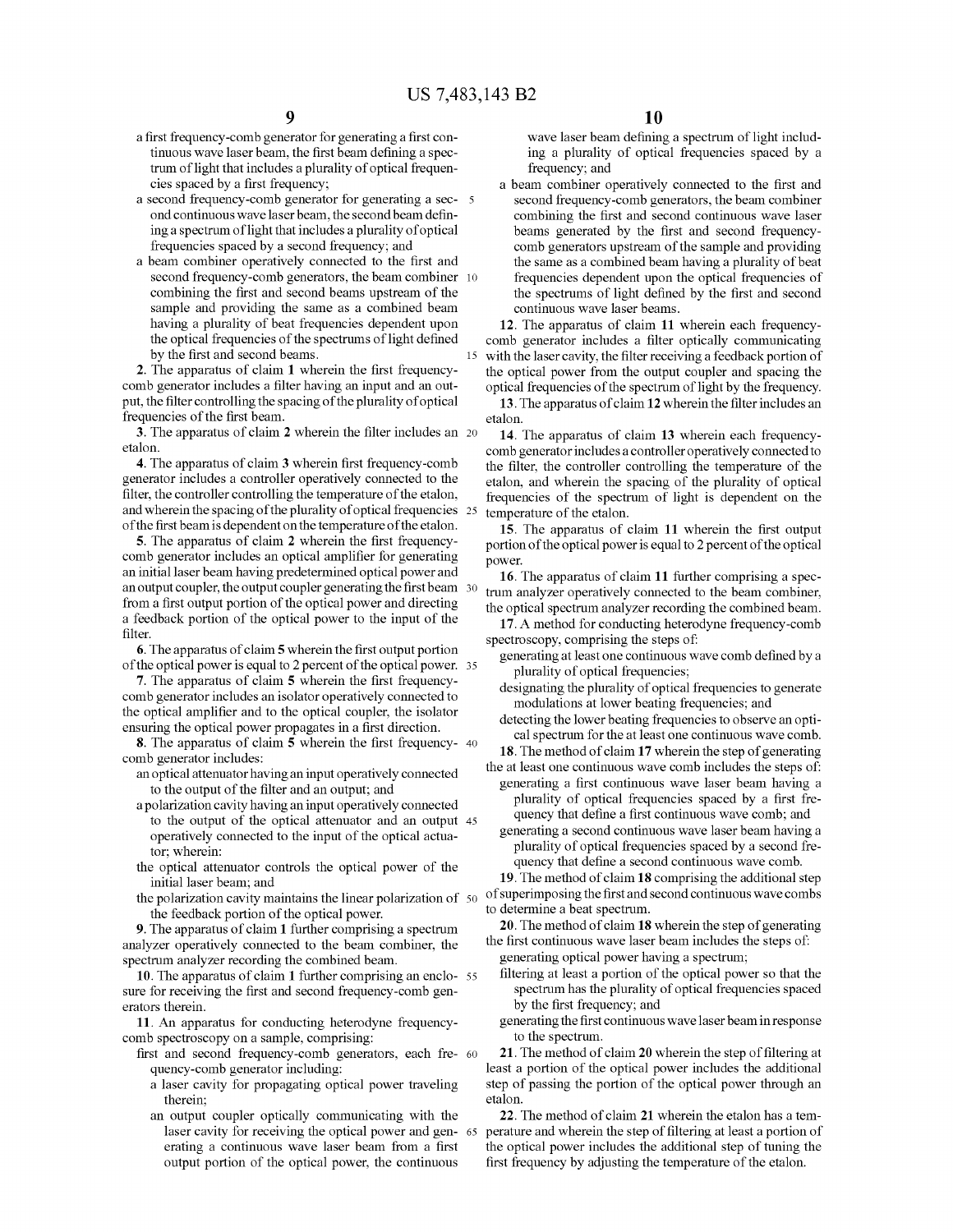a first frequency-comb generator for generating a first continuous wave laser beam, the first beam defining a spectrum of light that includes a plurality of optical frequencies spaced by a first frequency;

a second frequency-comb generator for generating a second continuous wave laser beam, the second beam defining a spectrum of light that includes a plurality of optical frequencies spaced by a second frequency; and

a beam combiner operatively connected to the first and second frequency-comb generators, the beam combiner combining the first and second beams upstream of the sample and providing the same as a combined beam having a plurality of beat frequencies dependent upon the optical frequencies of the spectrums of light defined by the first and second beams.

**2**. The apparatus of claim **1** wherein the first frequency-comb generator includes a filter having an input and an output, the filter controlling the spacing of the plurality of optical frequencies of the first beam.

**3**. The apparatus of claim **2** wherein the filter includes an etalon.

**4**. The apparatus of claim **3** wherein first frequency-comb generator includes a controller operatively connected to the filter, the controller controlling the temperature of the etalon, and wherein the spacing of the plurality of optical frequencies of the first beam is dependent on the temperature of the etalon.

**5**. The apparatus of claim **2** wherein the first frequency-comb generator includes an optical amplifier for generating an initial laser beam having predetermined optical power and an output coupler, the output coupler generating the first beam from a first output portion of the optical power and directing a feedback portion of the optical power to the input of the filter.

**6**. The apparatus of claim **5** wherein the first output portion of the optical power is equal to 2 percent of the optical power.

**7**. The apparatus of claim **5** wherein the first frequency-comb generator includes an isolator operatively connected to the optical amplifier and to the optical coupler, the isolator ensuring the optical power propagates in a first direction.

**8**. The apparatus of claim **5** wherein the first frequency-comb generator includes:

an optical attenuator having an input operatively connected to the output of the filter and an output; and

a polarization cavity having an input operatively connected to the output of the optical attenuator and an output operatively connected to the input of the optical actuator; wherein:

the optical attenuator controls the optical power of the initial laser beam; and

the polarization cavity maintains the linear polarization of the feedback portion of the optical power.

**9**. The apparatus of claim **1** further comprising a spectrum analyzer operatively connected to the beam combiner, the spectrum analyzer recording the combined beam.

**10**. The apparatus of claim **1** further comprising an enclosure for receiving the first and second frequency-comb generators therein.

**11**. An apparatus for conducting heterodyne frequency-comb spectroscopy on a sample, comprising:

first and second frequency-comb generators, each frequency-comb generator including:

a laser cavity for propagating optical power traveling therein;

an output coupler optically communicating with the laser cavity for receiving the optical power and generating a continuous wave laser beam from a first output portion of the optical power, the continuous wave laser beam defining a spectrum of light including a plurality of optical frequencies spaced by a frequency; and

a beam combiner operatively connected to the first and second frequency-comb generators, the beam combiner combining the first and second continuous wave laser beams generated by the first and second frequency-comb generators upstream of the sample and providing the same as a combined beam having a plurality of beat frequencies dependent upon the optical frequencies of the spectrums of light defined by the first and second continuous wave laser beams.

**12**. The apparatus of claim **11** wherein each frequency-comb generator includes a filter optically communicating with the laser cavity, the filter receiving a feedback portion of the optical power from the output coupler and spacing the optical frequencies of the spectrum of light by the frequency.

**13**. The apparatus of claim **12** wherein the filter includes an etalon.

**14**. The apparatus of claim **13** wherein each frequency-comb generator includes a controller operatively connected to the filter, the controller controlling the temperature of the etalon, and wherein the spacing of the plurality of optical frequencies of the spectrum of light is dependent on the temperature of the etalon.

**15**. The apparatus of claim **11** wherein the first output portion of the optical power is equal to 2 percent of the optical power.

**16**. The apparatus of claim **11** further comprising a spectrum analyzer operatively connected to the beam combiner, the optical spectrum analyzer recording the combined beam.

**17**. A method for conducting heterodyne frequency-comb spectroscopy, comprising the steps of:

generating at least one continuous wave comb defined by a plurality of optical frequencies;

designating the plurality of optical frequencies to generate modulations at lower beating frequencies; and

detecting the lower beating frequencies to observe an optical spectrum for the at least one continuous wave comb.

**18**. The method of claim **17** wherein the step of generating the at least one continuous wave comb includes the steps of:

generating a first continuous wave laser beam having a plurality of optical frequencies spaced by a first frequency that define a first continuous wave comb; and

generating a second continuous wave laser beam having a plurality of optical frequencies spaced by a second frequency that define a second continuous wave comb.

**19**. The method of claim **18** comprising the additional step of superimposing the first and second continuous wave combs to determine a beat spectrum.

**20**. The method of claim **18** wherein the step of generating the first continuous wave laser beam includes the steps of:

generating optical power having a spectrum;

filtering at least a portion of the optical power so that the spectrum has the plurality of optical frequencies spaced by the first frequency; and

generating the first continuous wave laser beam in response to the spectrum.

**21**. The method of claim **20** wherein the step of filtering at least a portion of the optical power includes the additional step of passing the portion of the optical power through an etalon.

**22**. The method of claim **21** wherein the etalon has a temperature and wherein the step of filtering at least a portion of the optical power includes the additional step of tuning the first frequency by adjusting the temperature of the etalon.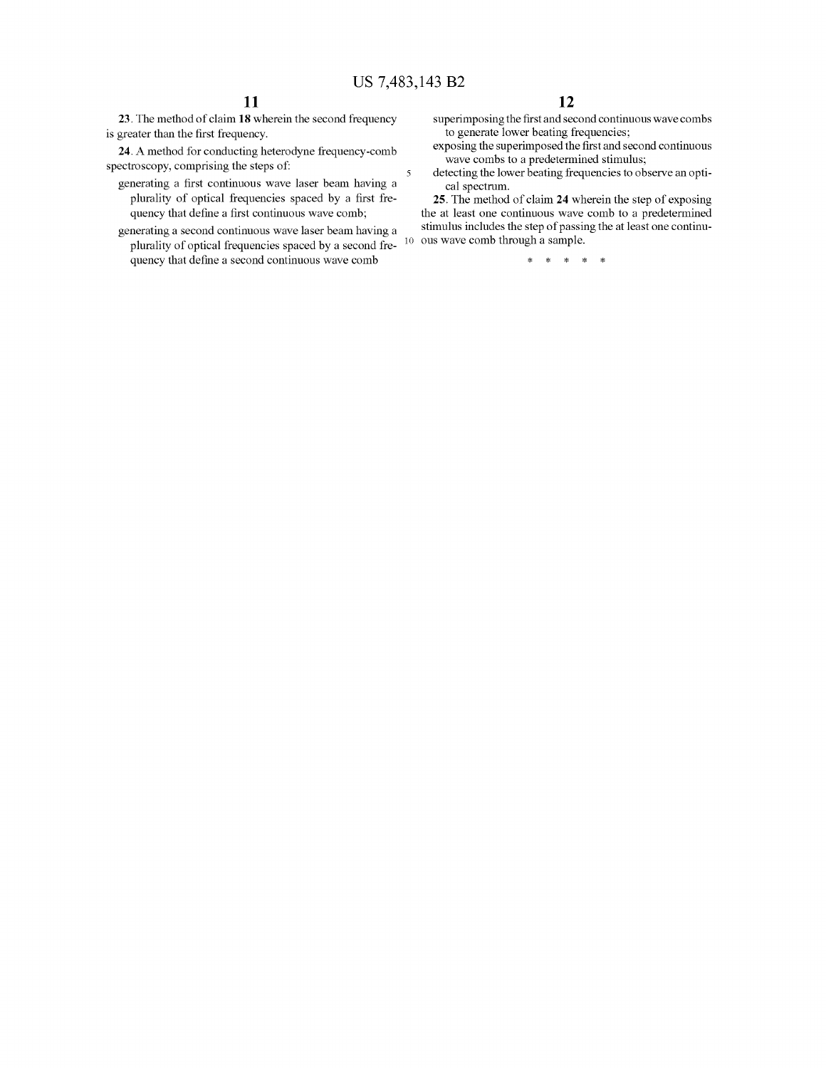23. The method of claim 18 wherein the second frequency is greater than the first frequency.

24. A method for conducting heterodyne frequency-comb spectroscopy, comprising the steps of:

- generating a first continuous wave laser beam having a plurality of optical frequencies spaced by a first frequency that define a first continuous wave comb;
- generating a second continuous wave laser beam having a plurality of optical frequencies spaced by a second frequency that define a second continuous wave comb
- superimposing the first and second continuous wave combs to generate lower beating frequencies;
- exposing the superimposed the first and second continuous wave combs to a predetermined stimulus;
- detecting the lower beating frequencies to observe an optical spectrum.

25. The method of claim 24 wherein the step of exposing the at least one continuous wave comb to a predetermined stimulus includes the step of passing the at least one continuous wave comb through a sample.

* * * * *